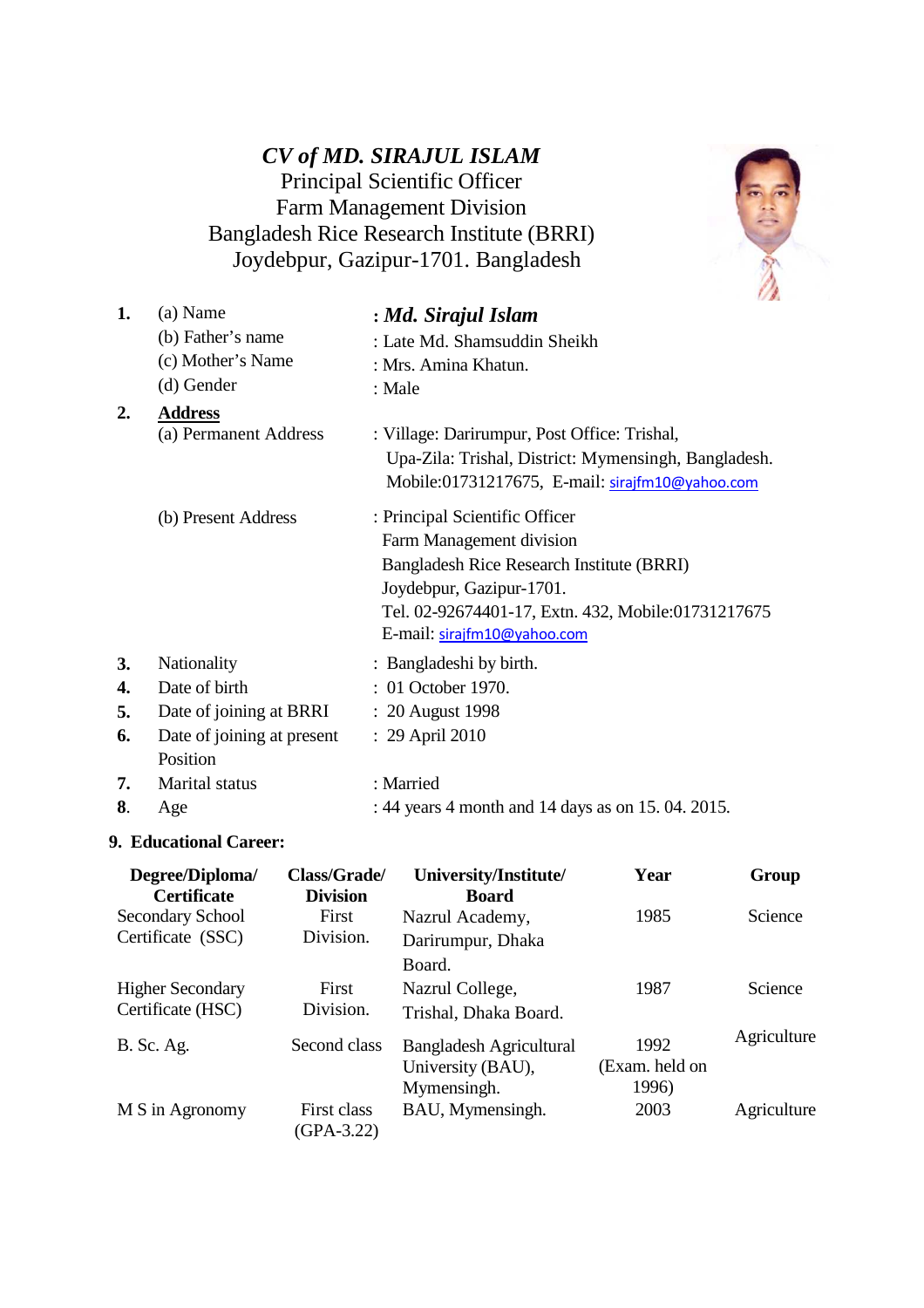# *CV of MD. SIRAJUL ISLAM*

Principal Scientific Officer
Farm Management Division
Bangladesh Rice Research Institute (BRRI)
Joydebpur, Gazipur-1701. Bangladesh

**1.** (a) Name : ***Md. Sirajul Islam***
(b) Father's name : Late Md. Shamsuddin Sheikh
(c) Mother's Name : Mrs. Amina Khatun.
(d) Gender : Male

**2.** **Address**
(a) Permanent Address : Village: Darirumpur, Post Office: Trishal, Upa-Zila: Trishal, District: Mymensingh, Bangladesh. Mobile:01731217675, E-mail: sirajfm10@yahoo.com

(b) Present Address : Principal Scientific Officer
Farm Management division
Bangladesh Rice Research Institute (BRRI)
Joydebpur, Gazipur-1701.
Tel. 02-92674401-17, Extn. 432, Mobile:01731217675
E-mail: sirajfm10@yahoo.com

**3.** Nationality : Bangladeshi by birth.
**4.** Date of birth : 01 October 1970.
**5.** Date of joining at BRRI : 20 August 1998
**6.** Date of joining at present Position : 29 April 2010
**7.** Marital status : Married
**8.** Age : 44 years 4 month and 14 days as on 15. 04. 2015.

**9. Educational Career:**

| Degree/Diploma/ Certificate | Class/Grade/ Division | University/Institute/ Board | Year | Group |
|---|---|---|---|---|
| Secondary School Certificate (SSC) | First Division. | Nazrul Academy, Darirumpur, Dhaka Board. | 1985 | Science |
| Higher Secondary Certificate (HSC) | First Division. | Nazrul College, Trishal, Dhaka Board. | 1987 | Science |
| B. Sc. Ag. | Second class | Bangladesh Agricultural University (BAU), Mymensingh. | 1992 (Exam. held on 1996) | Agriculture |
| M S in Agronomy | First class (GPA-3.22) | BAU, Mymensingh. | 2003 | Agriculture |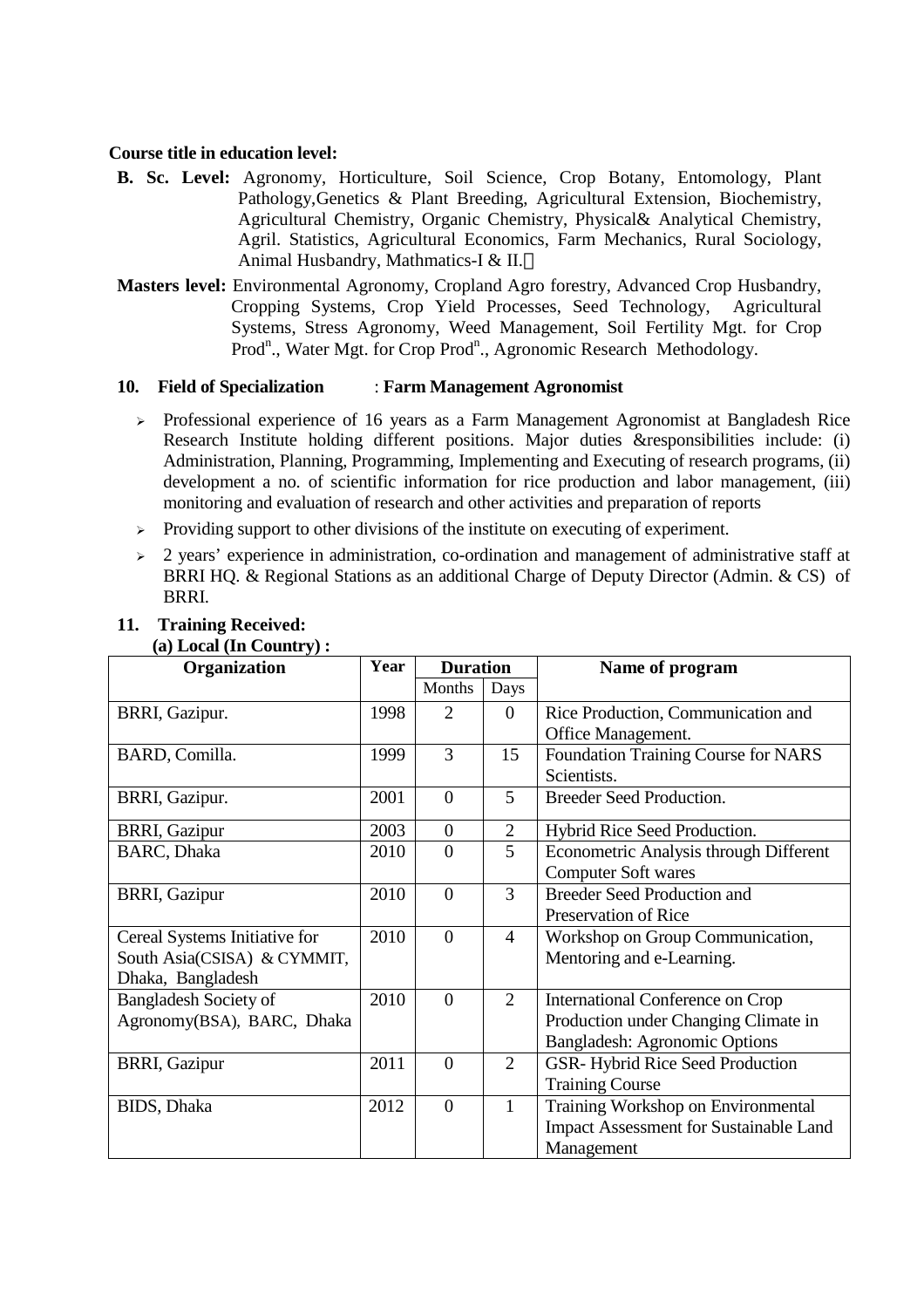**Course title in education level:**

**B. Sc. Level:** Agronomy, Horticulture, Soil Science, Crop Botany, Entomology, Plant Pathology,Genetics & Plant Breeding, Agricultural Extension, Biochemistry, Agricultural Chemistry, Organic Chemistry, Physical& Analytical Chemistry, Agril. Statistics, Agricultural Economics, Farm Mechanics, Rural Sociology, Animal Husbandry, Mathmatics-I & II.

**Masters level:** Environmental Agronomy, Cropland Agro forestry, Advanced Crop Husbandry, Cropping Systems, Crop Yield Processes, Seed Technology, Agricultural Systems, Stress Agronomy, Weed Management, Soil Fertility Mgt. for Crop Prod$^{n}$., Water Mgt. for Crop Prod$^{n}$., Agronomic Research Methodology.

**10. Field of Specialization** : **Farm Management Agronomist**

- Professional experience of 16 years as a Farm Management Agronomist at Bangladesh Rice Research Institute holding different positions. Major duties &responsibilities include: (i) Administration, Planning, Programming, Implementing and Executing of research programs, (ii) development a no. of scientific information for rice production and labor management, (iii) monitoring and evaluation of research and other activities and preparation of reports
- Providing support to other divisions of the institute on executing of experiment.
- 2 years' experience in administration, co-ordination and management of administrative staff at BRRI HQ. & Regional Stations as an additional Charge of Deputy Director (Admin. & CS) of BRRI.

**11. Training Received:**

**(a) Local (In Country) :**

| Organization | Year | Duration | | Name of program |
|---|---|---|---|---|
| | | Months | Days | |
| BRRI, Gazipur. | 1998 | 2 | 0 | Rice Production, Communication and Office Management. |
| BARD, Comilla. | 1999 | 3 | 15 | Foundation Training Course for NARS Scientists. |
| BRRI, Gazipur. | 2001 | 0 | 5 | Breeder Seed Production. |
| BRRI, Gazipur | 2003 | 0 | 2 | Hybrid Rice Seed Production. |
| BARC, Dhaka | 2010 | 0 | 5 | Econometric Analysis through Different Computer Soft wares |
| BRRI, Gazipur | 2010 | 0 | 3 | Breeder Seed Production and Preservation of Rice |
| Cereal Systems Initiative for South Asia(CSISA) & CYMMIT, Dhaka, Bangladesh | 2010 | 0 | 4 | Workshop on Group Communication, Mentoring and e-Learning. |
| Bangladesh Society of Agronomy(BSA), BARC, Dhaka | 2010 | 0 | 2 | International Conference on Crop Production under Changing Climate in Bangladesh: Agronomic Options |
| BRRI, Gazipur | 2011 | 0 | 2 | GSR- Hybrid Rice Seed Production Training Course |
| BIDS, Dhaka | 2012 | 0 | 1 | Training Workshop on Environmental Impact Assessment for Sustainable Land Management |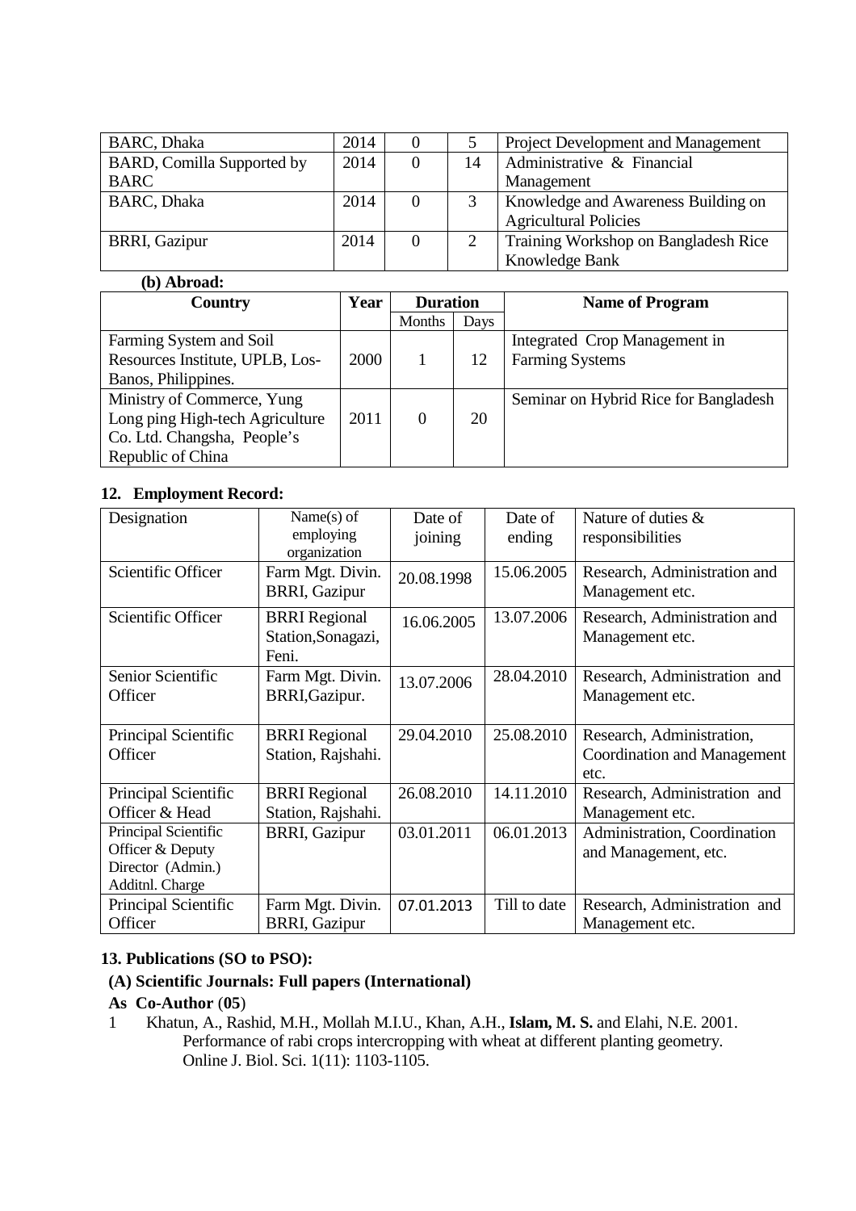| BARC, Dhaka | 2014 | 0 | 5 | Project Development and Management |
|---|---|---|---|---|
| BARD, Comilla Supported by BARC | 2014 | 0 | 14 | Administrative & Financial Management |
| BARC, Dhaka | 2014 | 0 | 3 | Knowledge and Awareness Building on Agricultural Policies |
| BRRI, Gazipur | 2014 | 0 | 2 | Training Workshop on Bangladesh Rice Knowledge Bank |

**(b) Abroad:**

| Country | Year | Duration | | Name of Program |
|---|---|---|---|---|
| | | Months | Days | |
| Farming System and Soil Resources Institute, UPLB, Los-Banos, Philippines. | 2000 | 1 | 12 | Integrated Crop Management in Farming Systems |
| Ministry of Commerce, Yung Long ping High-tech Agriculture Co. Ltd. Changsha, People's Republic of China | 2011 | 0 | 20 | Seminar on Hybrid Rice for Bangladesh |

## 12. Employment Record:

| Designation | Name(s) of employing organization | Date of joining | Date of ending | Nature of duties & responsibilities |
|---|---|---|---|---|
| Scientific Officer | Farm Mgt. Divin. BRRI, Gazipur | 20.08.1998 | 15.06.2005 | Research, Administration and Management etc. |
| Scientific Officer | BRRI Regional Station,Sonagazi, Feni. | 16.06.2005 | 13.07.2006 | Research, Administration and Management etc. |
| Senior Scientific Officer | Farm Mgt. Divin. BRRI,Gazipur. | 13.07.2006 | 28.04.2010 | Research, Administration and Management etc. |
| Principal Scientific Officer | BRRI Regional Station, Rajshahi. | 29.04.2010 | 25.08.2010 | Research, Administration, Coordination and Management etc. |
| Principal Scientific Officer & Head | BRRI Regional Station, Rajshahi. | 26.08.2010 | 14.11.2010 | Research, Administration and Management etc. |
| Principal Scientific Officer & Deputy Director (Admin.) Additnl. Charge | BRRI, Gazipur | 03.01.2011 | 06.01.2013 | Administration, Coordination and Management, etc. |
| Principal Scientific Officer | Farm Mgt. Divin. BRRI, Gazipur | 07.01.2013 | Till to date | Research, Administration and Management etc. |

## 13. Publications (SO to PSO):

### (A) Scientific Journals: Full papers (International)

**As Co-Author** (**05**)

1. Khatun, A., Rashid, M.H., Mollah M.I.U., Khan, A.H., **Islam, M. S.** and Elahi, N.E. 2001. Performance of rabi crops intercropping with wheat at different planting geometry. Online J. Biol. Sci. 1(11): 1103-1105.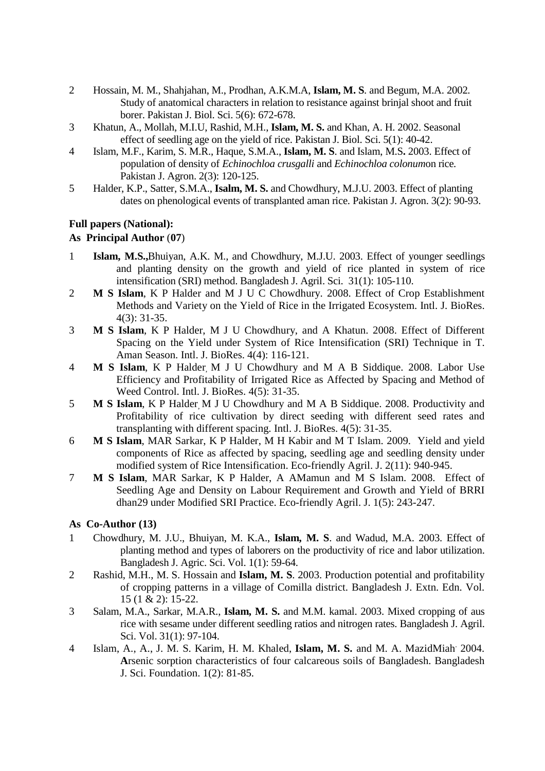2 Hossain, M. M., Shahjahan, M., Prodhan, A.K.M.A, **Islam, M. S**. and Begum, M.A. 2002. Study of anatomical characters in relation to resistance against brinjal shoot and fruit borer. Pakistan J. Biol. Sci. 5(6): 672-678.

3 Khatun, A., Mollah, M.I.U, Rashid, M.H., **Islam, M. S.** and Khan, A. H. 2002. Seasonal effect of seedling age on the yield of rice. Pakistan J. Biol. Sci. 5(1): 40-42.

4 Islam, M.F., Karim, S. M.R., Haque, S.M.A., **Islam, M. S**. and Islam, M.S**.** 2003. Effect of population of density of *Echinochloa crusgalli* and *Echinochloa colonum*on rice. Pakistan J. Agron. 2(3): 120-125.

5 Halder, K.P., Satter, S.M.A., **Isalm, M. S.** and Chowdhury, M.J.U. 2003. Effect of planting dates on phenological events of transplanted aman rice. Pakistan J. Agron. 3(2): 90-93.

**Full papers (National):**

**As Principal Author** (**07**)

1 **Islam, M.S.,**Bhuiyan, A.K. M., and Chowdhury, M.J.U. 2003. Effect of younger seedlings and planting density on the growth and yield of rice planted in system of rice intensification (SRI) method. Bangladesh J. Agril. Sci. 31(1): 105-110.

2 **M S Islam**, K P Halder and M J U C Chowdhury. 2008. Effect of Crop Establishment Methods and Variety on the Yield of Rice in the Irrigated Ecosystem. Intl. J. BioRes. 4(3): 31-35.

3 **M S Islam**, K P Halder, M J U Chowdhury, and A Khatun. 2008. Effect of Different Spacing on the Yield under System of Rice Intensification (SRI) Technique in T. Aman Season. Intl. J. BioRes. 4(4): 116-121.

4 **M S Islam**, K P Halder, M J U Chowdhury and M A B Siddique. 2008. Labor Use Efficiency and Profitability of Irrigated Rice as Affected by Spacing and Method of Weed Control. Intl. J. BioRes. 4(5): 31-35.

5 **M S Islam**, K P Halder, M J U Chowdhury and M A B Siddique. 2008. Productivity and Profitability of rice cultivation by direct seeding with different seed rates and transplanting with different spacing. Intl. J. BioRes. 4(5): 31-35.

6 **M S Islam**, MAR Sarkar, K P Halder, M H Kabir and M T Islam. 2009. Yield and yield components of Rice as affected by spacing, seedling age and seedling density under modified system of Rice Intensification. Eco-friendly Agril. J. 2(11): 940-945.

7 **M S Islam**, MAR Sarkar, K P Halder, A AMamun and M S Islam. 2008. Effect of Seedling Age and Density on Labour Requirement and Growth and Yield of BRRI dhan29 under Modified SRI Practice. Eco-friendly Agril. J. 1(5): 243-247.

**As Co-Author (13)**

1 Chowdhury, M. J.U., Bhuiyan, M. K.A., **Islam, M. S**. and Wadud, M.A. 2003. Effect of planting method and types of laborers on the productivity of rice and labor utilization. Bangladesh J. Agric. Sci. Vol. 1(1): 59-64.

2 Rashid, M.H., M. S. Hossain and **Islam, M. S**. 2003. Production potential and profitability of cropping patterns in a village of Comilla district. Bangladesh J. Extn. Edn. Vol. 15 (1 & 2): 15-22.

3 Salam, M.A., Sarkar, M.A.R., **Islam, M. S.** and M.M. kamal. 2003. Mixed cropping of aus rice with sesame under different seedling ratios and nitrogen rates. Bangladesh J. Agril. Sci. Vol. 31(1): 97-104.

4 Islam, A., A., J. M. S. Karim, H. M. Khaled, **Islam, M. S.** and M. A. MazidMiah. 2004. **A**rsenic sorption characteristics of four calcareous soils of Bangladesh. Bangladesh J. Sci. Foundation. 1(2): 81-85.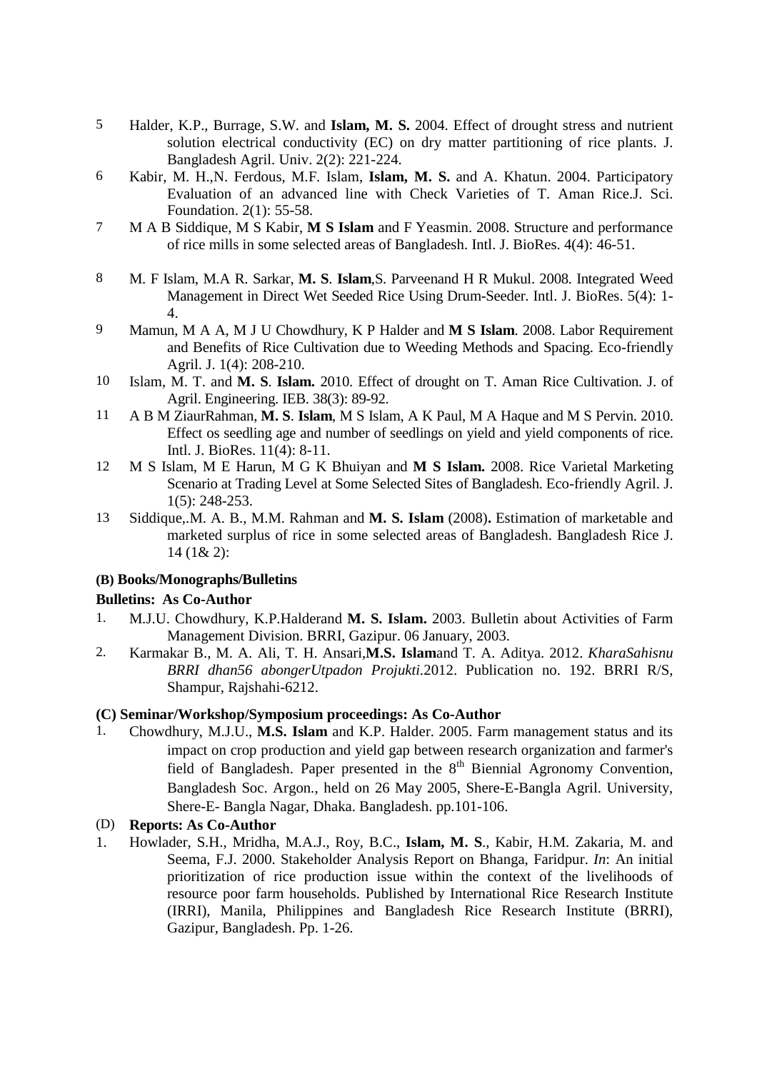5 Halder, K.P., Burrage, S.W. and **Islam, M. S.** 2004. Effect of drought stress and nutrient solution electrical conductivity (EC) on dry matter partitioning of rice plants. J. Bangladesh Agril. Univ. 2(2): 221-224.

6 Kabir, M. H.,N. Ferdous, M.F. Islam, **Islam, M. S.** and A. Khatun. 2004. Participatory Evaluation of an advanced line with Check Varieties of T. Aman Rice.J. Sci. Foundation. 2(1): 55-58.

7 M A B Siddique, M S Kabir, **M S Islam** and F Yeasmin. 2008. Structure and performance of rice mills in some selected areas of Bangladesh. Intl. J. BioRes. 4(4): 46-51.

8 M. F Islam, M.A R. Sarkar, **M. S**. **Islam**,S. Parveenand H R Mukul. 2008. Integrated Weed Management in Direct Wet Seeded Rice Using Drum-Seeder. Intl. J. BioRes. 5(4): 1-4.

9 Mamun, M A A, M J U Chowdhury, K P Halder and **M S Islam**. 2008. Labor Requirement and Benefits of Rice Cultivation due to Weeding Methods and Spacing. Eco-friendly Agril. J. 1(4): 208-210.

10 Islam, M. T. and **M. S**. **Islam.** 2010. Effect of drought on T. Aman Rice Cultivation. J. of Agril. Engineering. IEB. 38(3): 89-92.

11 A B M ZiaurRahman, **M. S**. **Islam**, M S Islam, A K Paul, M A Haque and M S Pervin. 2010. Effect os seedling age and number of seedlings on yield and yield components of rice. Intl. J. BioRes. 11(4): 8-11.

12 M S Islam, M E Harun, M G K Bhuiyan and **M S Islam.** 2008. Rice Varietal Marketing Scenario at Trading Level at Some Selected Sites of Bangladesh. Eco-friendly Agril. J. 1(5): 248-253.

13 Siddique,.M. A. B., M.M. Rahman and **M. S. Islam** (2008)**.** Estimation of marketable and marketed surplus of rice in some selected areas of Bangladesh. Bangladesh Rice J. 14 (1& 2):

**(B) Books/Monographs/Bulletins**

**Bulletins: As Co-Author**

1. M.J.U. Chowdhury, K.P.Halderand **M. S. Islam.** 2003. Bulletin about Activities of Farm Management Division. BRRI, Gazipur. 06 January, 2003.
2. Karmakar B., M. A. Ali, T. H. Ansari,**M.S. Islam**and T. A. Aditya. 2012. *KharaSahisnu BRRI dhan56 abongerUtpadon Projukti*.2012. Publication no. 192. BRRI R/S, Shampur, Rajshahi-6212.

**(C) Seminar/Workshop/Symposium proceedings: As Co-Author**

1. Chowdhury, M.J.U., **M.S. Islam** and K.P. Halder. 2005. Farm management status and its impact on crop production and yield gap between research organization and farmer's field of Bangladesh. Paper presented in the 8th Biennial Agronomy Convention, Bangladesh Soc. Argon., held on 26 May 2005, Shere-E-Bangla Agril. University, Shere-E- Bangla Nagar, Dhaka. Bangladesh. pp.101-106.

(D) **Reports: As Co-Author**

1. Howlader, S.H., Mridha, M.A.J., Roy, B.C., **Islam, M. S**., Kabir, H.M. Zakaria, M. and Seema, F.J. 2000. Stakeholder Analysis Report on Bhanga, Faridpur. *In*: An initial prioritization of rice production issue within the context of the livelihoods of resource poor farm households. Published by International Rice Research Institute (IRRI), Manila, Philippines and Bangladesh Rice Research Institute (BRRI), Gazipur, Bangladesh. Pp. 1-26.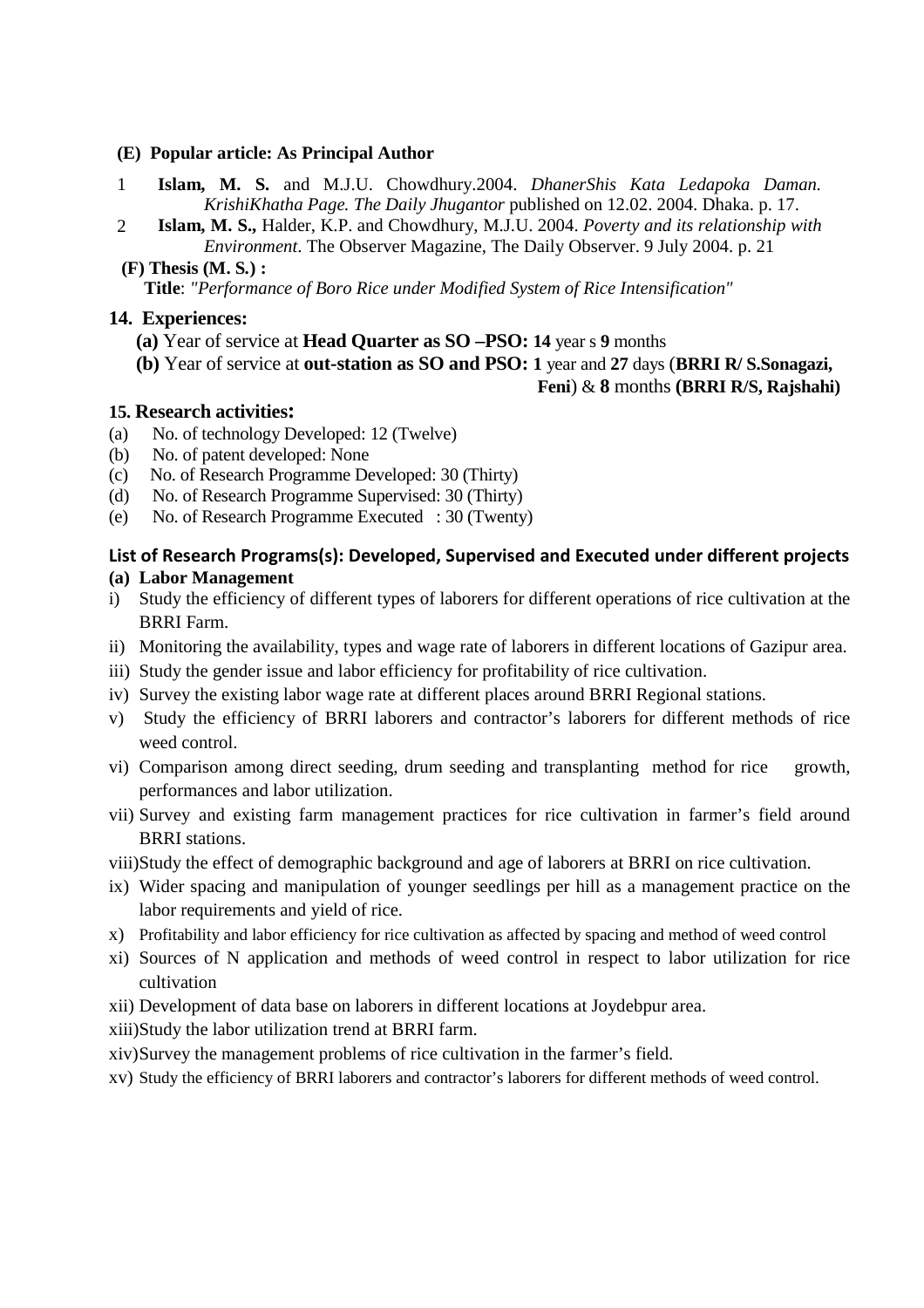**(E) Popular article: As Principal Author**

1. **Islam, M. S.** and M.J.U. Chowdhury.2004. *DhanerShis Kata Ledapoka Daman. KrishiKhatha Page. The Daily Jhugantor* published on 12.02. 2004. Dhaka. p. 17.
2. **Islam, M. S.,** Halder, K.P. and Chowdhury, M.J.U. 2004. *Poverty and its relationship with Environment*. The Observer Magazine, The Daily Observer. 9 July 2004. p. 21

**(F) Thesis (M. S.) :**

**Title**: *"Performance of Boro Rice under Modified System of Rice Intensification"*

## 14. Experiences:

**(a)** Year of service at **Head Quarter as SO –PSO: 14** year s **9** months

**(b)** Year of service at **out-station as SO and PSO: 1** year and **27** days (**BRRI R/ S.Sonagazi, Feni**) & **8** months **(BRRI R/S, Rajshahi)**

## 15. Research activities:

(a) No. of technology Developed: 12 (Twelve)
(b) No. of patent developed: None
(c) No. of Research Programme Developed: 30 (Thirty)
(d) No. of Research Programme Supervised: 30 (Thirty)
(e) No. of Research Programme Executed : 30 (Twenty)

### List of Research Programs(s): Developed, Supervised and Executed under different projects

**(a) Labor Management**

i) Study the efficiency of different types of laborers for different operations of rice cultivation at the BRRI Farm.
ii) Monitoring the availability, types and wage rate of laborers in different locations of Gazipur area.
iii) Study the gender issue and labor efficiency for profitability of rice cultivation.
iv) Survey the existing labor wage rate at different places around BRRI Regional stations.
v) Study the efficiency of BRRI laborers and contractor's laborers for different methods of rice weed control.
vi) Comparison among direct seeding, drum seeding and transplanting method for rice growth, performances and labor utilization.
vii) Survey and existing farm management practices for rice cultivation in farmer's field around BRRI stations.
viii) Study the effect of demographic background and age of laborers at BRRI on rice cultivation.
ix) Wider spacing and manipulation of younger seedlings per hill as a management practice on the labor requirements and yield of rice.
x) Profitability and labor efficiency for rice cultivation as affected by spacing and method of weed control
xi) Sources of N application and methods of weed control in respect to labor utilization for rice cultivation
xii) Development of data base on laborers in different locations at Joydebpur area.
xiii) Study the labor utilization trend at BRRI farm.
xiv) Survey the management problems of rice cultivation in the farmer's field.
xv) Study the efficiency of BRRI laborers and contractor's laborers for different methods of weed control.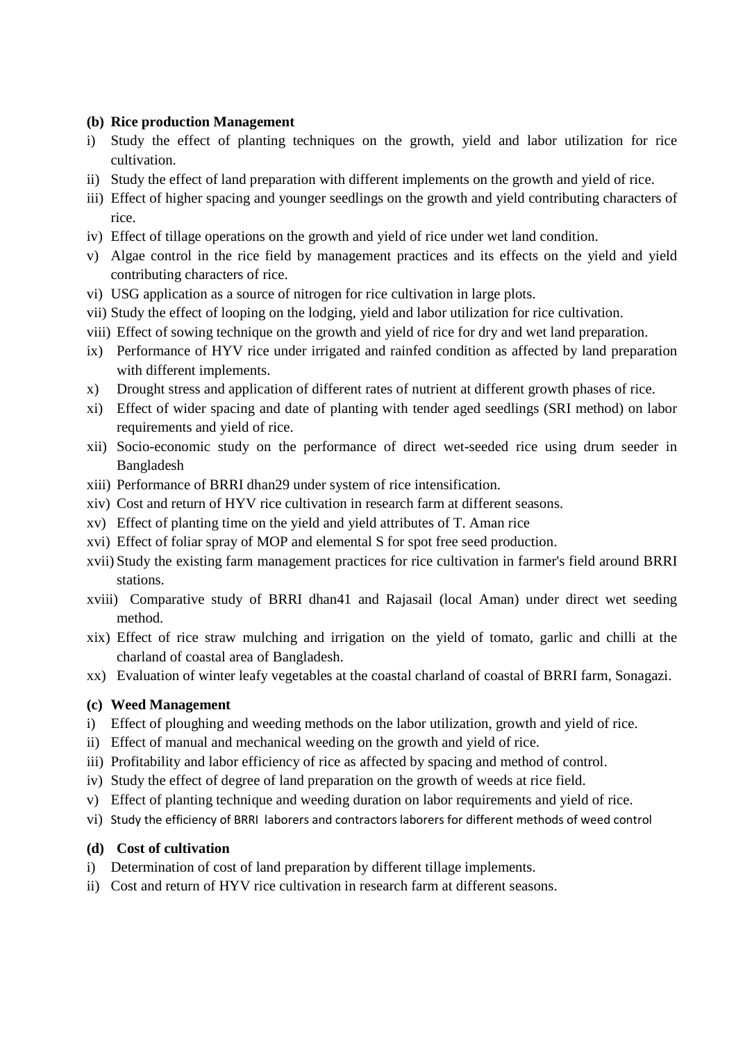**(b) Rice production Management**

i) Study the effect of planting techniques on the growth, yield and labor utilization for rice cultivation.
ii) Study the effect of land preparation with different implements on the growth and yield of rice.
iii) Effect of higher spacing and younger seedlings on the growth and yield contributing characters of rice.
iv) Effect of tillage operations on the growth and yield of rice under wet land condition.
v) Algae control in the rice field by management practices and its effects on the yield and yield contributing characters of rice.
vi) USG application as a source of nitrogen for rice cultivation in large plots.
vii) Study the effect of looping on the lodging, yield and labor utilization for rice cultivation.
viii) Effect of sowing technique on the growth and yield of rice for dry and wet land preparation.
ix) Performance of HYV rice under irrigated and rainfed condition as affected by land preparation with different implements.
x) Drought stress and application of different rates of nutrient at different growth phases of rice.
xi) Effect of wider spacing and date of planting with tender aged seedlings (SRI method) on labor requirements and yield of rice.
xii) Socio-economic study on the performance of direct wet-seeded rice using drum seeder in Bangladesh
xiii) Performance of BRRI dhan29 under system of rice intensification.
xiv) Cost and return of HYV rice cultivation in research farm at different seasons.
xv) Effect of planting time on the yield and yield attributes of T. Aman rice
xvi) Effect of foliar spray of MOP and elemental S for spot free seed production.
xvii) Study the existing farm management practices for rice cultivation in farmer's field around BRRI stations.
xviii) Comparative study of BRRI dhan41 and Rajasail (local Aman) under direct wet seeding method.
xix) Effect of rice straw mulching and irrigation on the yield of tomato, garlic and chilli at the charland of coastal area of Bangladesh.
xx) Evaluation of winter leafy vegetables at the coastal charland of coastal of BRRI farm, Sonagazi.

**(c) Weed Management**

i) Effect of ploughing and weeding methods on the labor utilization, growth and yield of rice.
ii) Effect of manual and mechanical weeding on the growth and yield of rice.
iii) Profitability and labor efficiency of rice as affected by spacing and method of control.
iv) Study the effect of degree of land preparation on the growth of weeds at rice field.
v) Effect of planting technique and weeding duration on labor requirements and yield of rice.
vi) Study the efficiency of BRRI laborers and contractors laborers for different methods of weed control

**(d) Cost of cultivation**

i) Determination of cost of land preparation by different tillage implements.
ii) Cost and return of HYV rice cultivation in research farm at different seasons.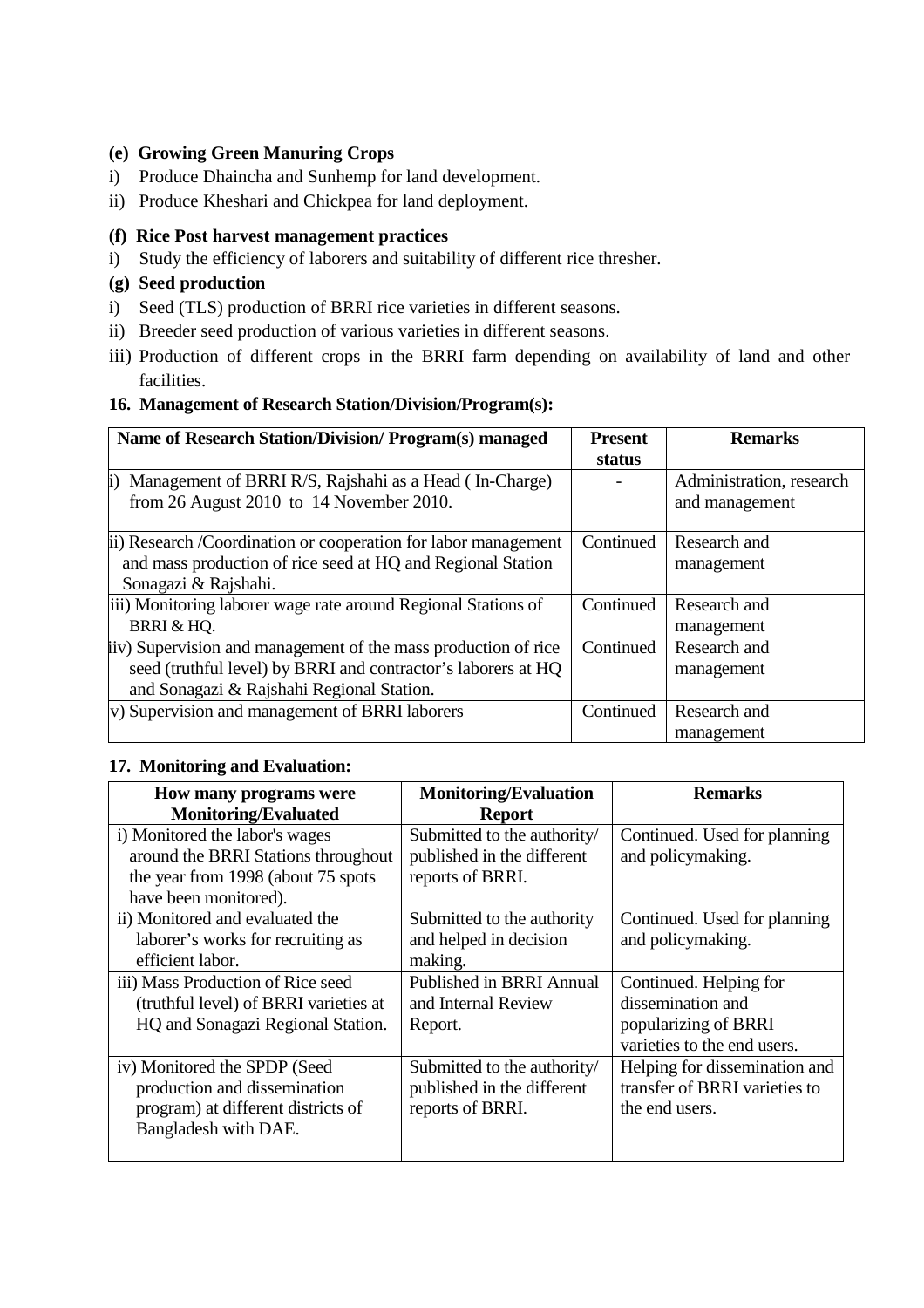**(e) Growing Green Manuring Crops**

i) Produce Dhaincha and Sunhemp for land development.

ii) Produce Kheshari and Chickpea for land deployment.

**(f) Rice Post harvest management practices**

i) Study the efficiency of laborers and suitability of different rice thresher.

**(g) Seed production**

i) Seed (TLS) production of BRRI rice varieties in different seasons.

ii) Breeder seed production of various varieties in different seasons.

iii) Production of different crops in the BRRI farm depending on availability of land and other facilities.

**16. Management of Research Station/Division/Program(s):**

| Name of Research Station/Division/ Program(s) managed | Present status | Remarks |
|---|---|---|
| i) Management of BRRI R/S, Rajshahi as a Head ( In-Charge) from 26 August 2010 to 14 November 2010. | - | Administration, research and management |
| ii) Research /Coordination or cooperation for labor management and mass production of rice seed at HQ and Regional Station Sonagazi & Rajshahi. | Continued | Research and management |
| iii) Monitoring laborer wage rate around Regional Stations of BRRI & HQ. | Continued | Research and management |
| iv) Supervision and management of the mass production of rice seed (truthful level) by BRRI and contractor's laborers at HQ and Sonagazi & Rajshahi Regional Station. | Continued | Research and management |
| v) Supervision and management of BRRI laborers | Continued | Research and management |

**17. Monitoring and Evaluation:**

| How many programs were Monitoring/Evaluated | Monitoring/Evaluation Report | Remarks |
|---|---|---|
| i) Monitored the labor's wages around the BRRI Stations throughout the year from 1998 (about 75 spots have been monitored). | Submitted to the authority/ published in the different reports of BRRI. | Continued. Used for planning and policymaking. |
| ii) Monitored and evaluated the laborer's works for recruiting as efficient labor. | Submitted to the authority and helped in decision making. | Continued. Used for planning and policymaking. |
| iii) Mass Production of Rice seed (truthful level) of BRRI varieties at HQ and Sonagazi Regional Station. | Published in BRRI Annual and Internal Review Report. | Continued. Helping for dissemination and popularizing of BRRI varieties to the end users. |
| iv) Monitored the SPDP (Seed production and dissemination program) at different districts of Bangladesh with DAE. | Submitted to the authority/ published in the different reports of BRRI. | Helping for dissemination and transfer of BRRI varieties to the end users. |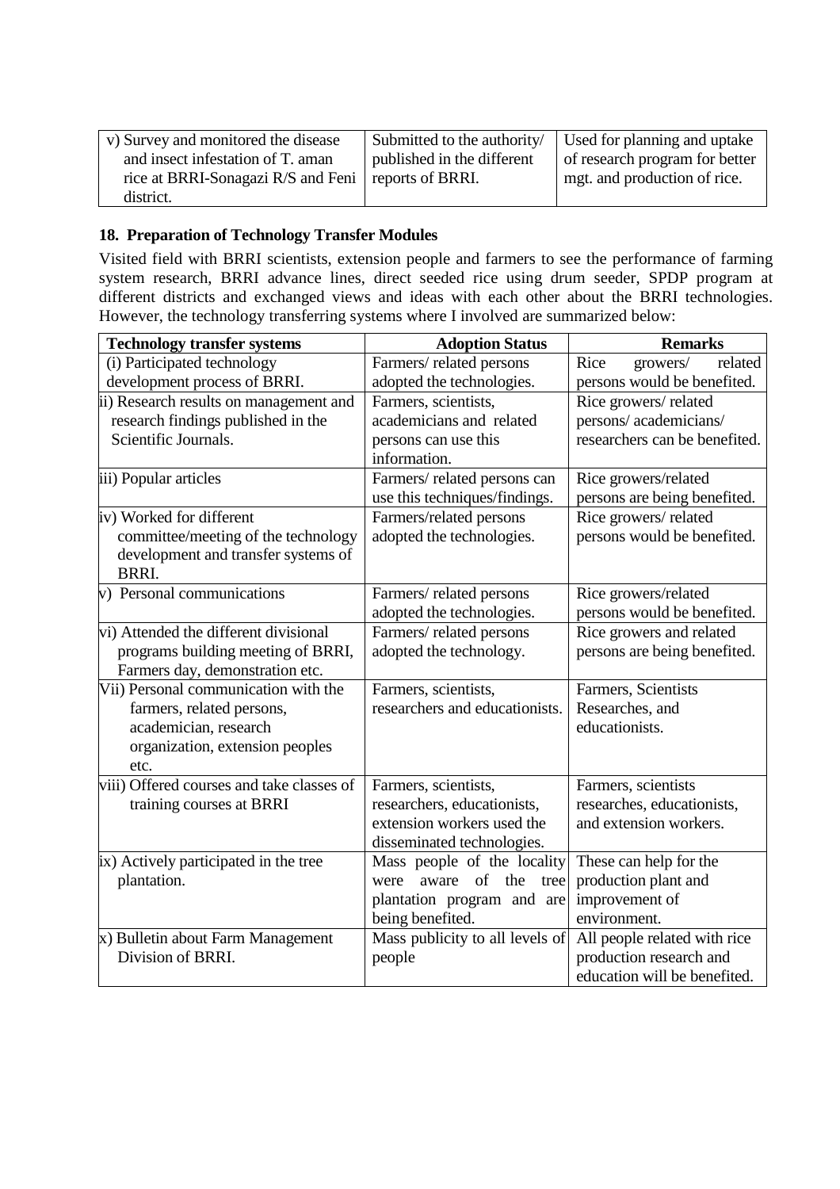| v) Survey and monitored the disease and insect infestation of T. aman rice at BRRI-Sonagazi R/S and Feni district. | Submitted to the authority/ published in the different reports of BRRI. | Used for planning and uptake of research program for better mgt. and production of rice. |
|---|---|---|

## 18. Preparation of Technology Transfer Modules

Visited field with BRRI scientists, extension people and farmers to see the performance of farming system research, BRRI advance lines, direct seeded rice using drum seeder, SPDP program at different districts and exchanged views and ideas with each other about the BRRI technologies. However, the technology transferring systems where I involved are summarized below:

| Technology transfer systems | Adoption Status | Remarks |
|---|---|---|
| (i) Participated technology development process of BRRI. | Farmers/ related persons adopted the technologies. | Rice growers/ related persons would be benefited. |
| ii) Research results on management and research findings published in the Scientific Journals. | Farmers, scientists, academicians and related persons can use this information. | Rice growers/ related persons/ academicians/ researchers can be benefited. |
| iii) Popular articles | Farmers/ related persons can use this techniques/findings. | Rice growers/related persons are being benefited. |
| iv) Worked for different committee/meeting of the technology development and transfer systems of BRRI. | Farmers/related persons adopted the technologies. | Rice growers/ related persons would be benefited. |
| v) Personal communications | Farmers/ related persons adopted the technologies. | Rice growers/related persons would be benefited. |
| vi) Attended the different divisional programs building meeting of BRRI, Farmers day, demonstration etc. | Farmers/ related persons adopted the technology. | Rice growers and related persons are being benefited. |
| Vii) Personal communication with the farmers, related persons, academician, research organization, extension peoples etc. | Farmers, scientists, researchers and educationists. | Farmers, Scientists Researches, and educationists. |
| viii) Offered courses and take classes of training courses at BRRI | Farmers, scientists, researchers, educationists, extension workers used the disseminated technologies. | Farmers, scientists researches, educationists, and extension workers. |
| ix) Actively participated in the tree plantation. | Mass people of the locality were aware of the tree plantation program and are being benefited. | These can help for the production plant and improvement of environment. |
| x) Bulletin about Farm Management Division of BRRI. | Mass publicity to all levels of people | All people related with rice production research and education will be benefited. |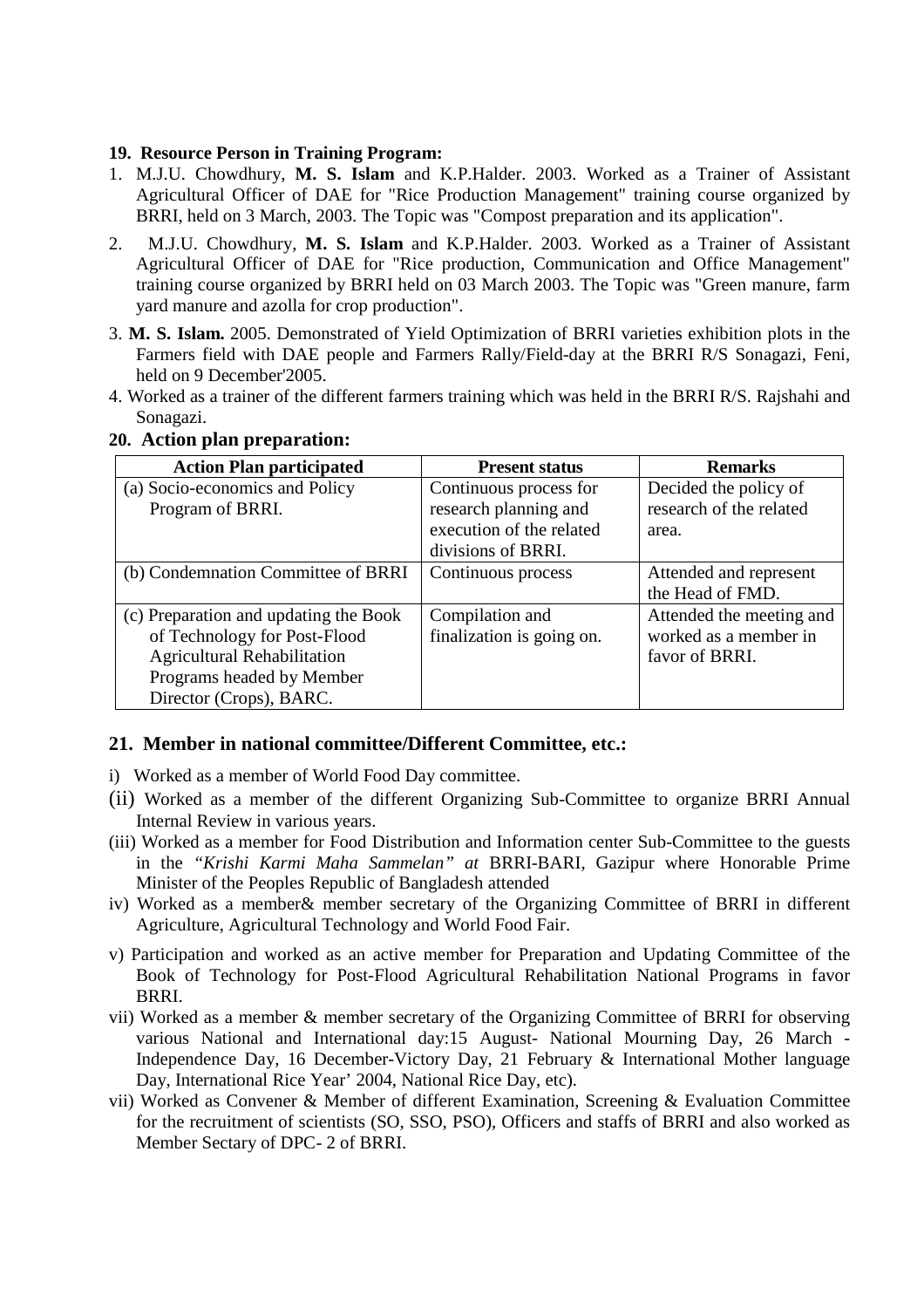**19. Resource Person in Training Program:**

1. M.J.U. Chowdhury, **M. S. Islam** and K.P.Halder. 2003. Worked as a Trainer of Assistant Agricultural Officer of DAE for "Rice Production Management" training course organized by BRRI, held on 3 March, 2003. The Topic was "Compost preparation and its application".
2. M.J.U. Chowdhury, **M. S. Islam** and K.P.Halder. 2003. Worked as a Trainer of Assistant Agricultural Officer of DAE for "Rice production, Communication and Office Management" training course organized by BRRI held on 03 March 2003. The Topic was "Green manure, farm yard manure and azolla for crop production".
3. **M. S. Islam.** 2005. Demonstrated of Yield Optimization of BRRI varieties exhibition plots in the Farmers field with DAE people and Farmers Rally/Field-day at the BRRI R/S Sonagazi, Feni, held on 9 December'2005.
4. Worked as a trainer of the different farmers training which was held in the BRRI R/S. Rajshahi and Sonagazi.

**20. Action plan preparation:**

| Action Plan participated | Present status | Remarks |
|---|---|---|
| (a) Socio-economics and Policy Program of BRRI. | Continuous process for research planning and execution of the related divisions of BRRI. | Decided the policy of research of the related area. |
| (b) Condemnation Committee of BRRI | Continuous process | Attended and represent the Head of FMD. |
| (c) Preparation and updating the Book of Technology for Post-Flood Agricultural Rehabilitation Programs headed by Member Director (Crops), BARC. | Compilation and finalization is going on. | Attended the meeting and worked as a member in favor of BRRI. |

**21. Member in national committee/Different Committee, etc.:**

i) Worked as a member of World Food Day committee.

(ii) Worked as a member of the different Organizing Sub-Committee to organize BRRI Annual Internal Review in various years.

(iii) Worked as a member for Food Distribution and Information center Sub-Committee to the guests in the *"Krishi Karmi Maha Sammelan" at* BRRI-BARI, Gazipur where Honorable Prime Minister of the Peoples Republic of Bangladesh attended

iv) Worked as a member& member secretary of the Organizing Committee of BRRI in different Agriculture, Agricultural Technology and World Food Fair.

v) Participation and worked as an active member for Preparation and Updating Committee of the Book of Technology for Post-Flood Agricultural Rehabilitation National Programs in favor BRRI.

vii) Worked as a member & member secretary of the Organizing Committee of BRRI for observing various National and International day:15 August- National Mourning Day, 26 March - Independence Day, 16 December-Victory Day, 21 February & International Mother language Day, International Rice Year' 2004, National Rice Day, etc).

vii) Worked as Convener & Member of different Examination, Screening & Evaluation Committee for the recruitment of scientists (SO, SSO, PSO), Officers and staffs of BRRI and also worked as Member Sectary of DPC- 2 of BRRI.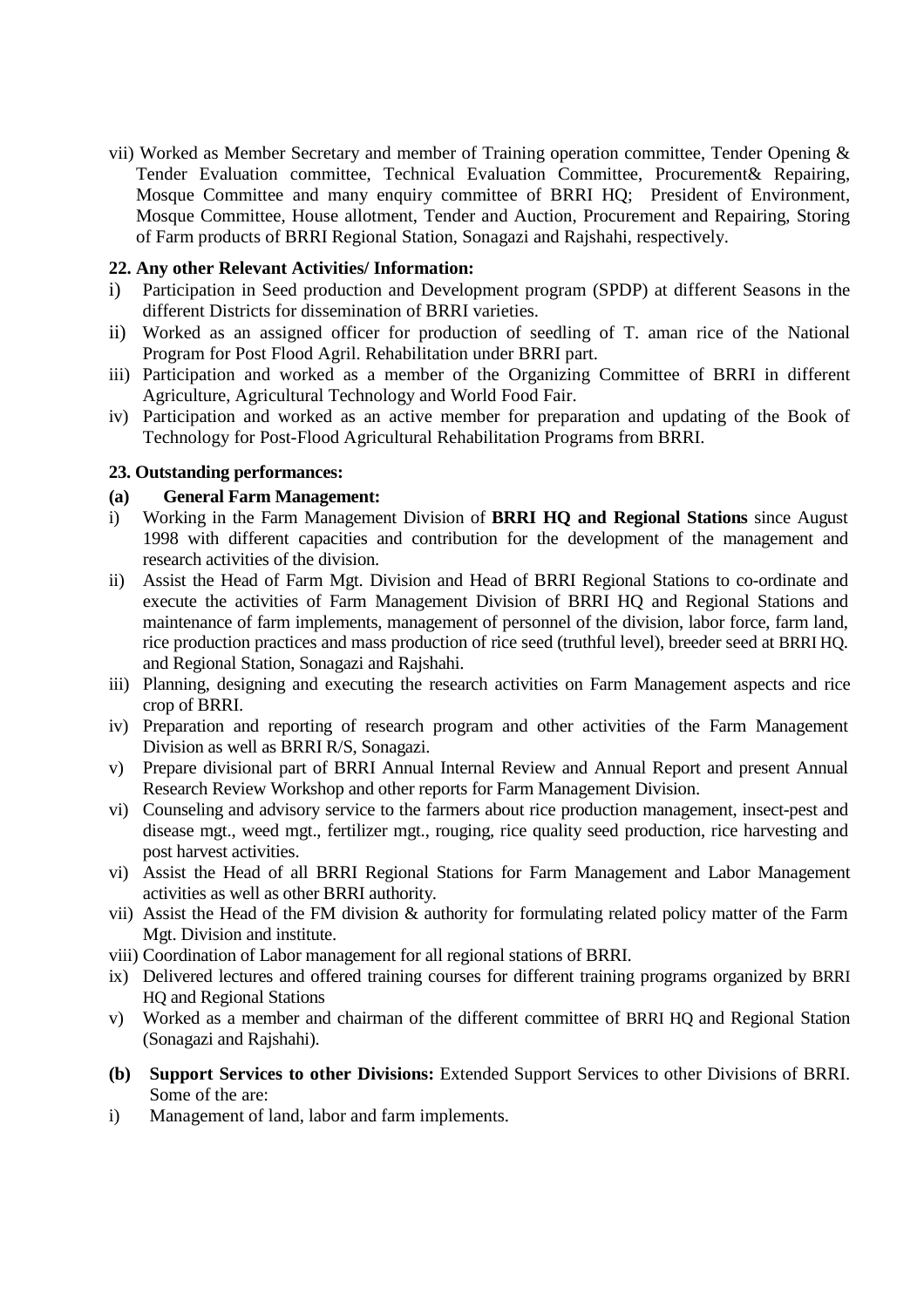vii) Worked as Member Secretary and member of Training operation committee, Tender Opening & Tender Evaluation committee, Technical Evaluation Committee, Procurement& Repairing, Mosque Committee and many enquiry committee of BRRI HQ; President of Environment, Mosque Committee, House allotment, Tender and Auction, Procurement and Repairing, Storing of Farm products of BRRI Regional Station, Sonagazi and Rajshahi, respectively.

**22. Any other Relevant Activities/ Information:**

i) Participation in Seed production and Development program (SPDP) at different Seasons in the different Districts for dissemination of BRRI varieties.

ii) Worked as an assigned officer for production of seedling of T. aman rice of the National Program for Post Flood Agril. Rehabilitation under BRRI part.

iii) Participation and worked as a member of the Organizing Committee of BRRI in different Agriculture, Agricultural Technology and World Food Fair.

iv) Participation and worked as an active member for preparation and updating of the Book of Technology for Post-Flood Agricultural Rehabilitation Programs from BRRI.

**23. Outstanding performances:**

**(a) General Farm Management:**

i) Working in the Farm Management Division of **BRRI HQ and Regional Stations** since August 1998 with different capacities and contribution for the development of the management and research activities of the division.

ii) Assist the Head of Farm Mgt. Division and Head of BRRI Regional Stations to co-ordinate and execute the activities of Farm Management Division of BRRI HQ and Regional Stations and maintenance of farm implements, management of personnel of the division, labor force, farm land, rice production practices and mass production of rice seed (truthful level), breeder seed at BRRI HQ. and Regional Station, Sonagazi and Rajshahi.

iii) Planning, designing and executing the research activities on Farm Management aspects and rice crop of BRRI.

iv) Preparation and reporting of research program and other activities of the Farm Management Division as well as BRRI R/S, Sonagazi.

v) Prepare divisional part of BRRI Annual Internal Review and Annual Report and present Annual Research Review Workshop and other reports for Farm Management Division.

vi) Counseling and advisory service to the farmers about rice production management, insect-pest and disease mgt., weed mgt., fertilizer mgt., rouging, rice quality seed production, rice harvesting and post harvest activities.

vi) Assist the Head of all BRRI Regional Stations for Farm Management and Labor Management activities as well as other BRRI authority.

vii) Assist the Head of the FM division & authority for formulating related policy matter of the Farm Mgt. Division and institute.

viii) Coordination of Labor management for all regional stations of BRRI.

ix) Delivered lectures and offered training courses for different training programs organized by BRRI HQ and Regional Stations

v) Worked as a member and chairman of the different committee of BRRI HQ and Regional Station (Sonagazi and Rajshahi).

**(b) Support Services to other Divisions:** Extended Support Services to other Divisions of BRRI. Some of the are:

i) Management of land, labor and farm implements.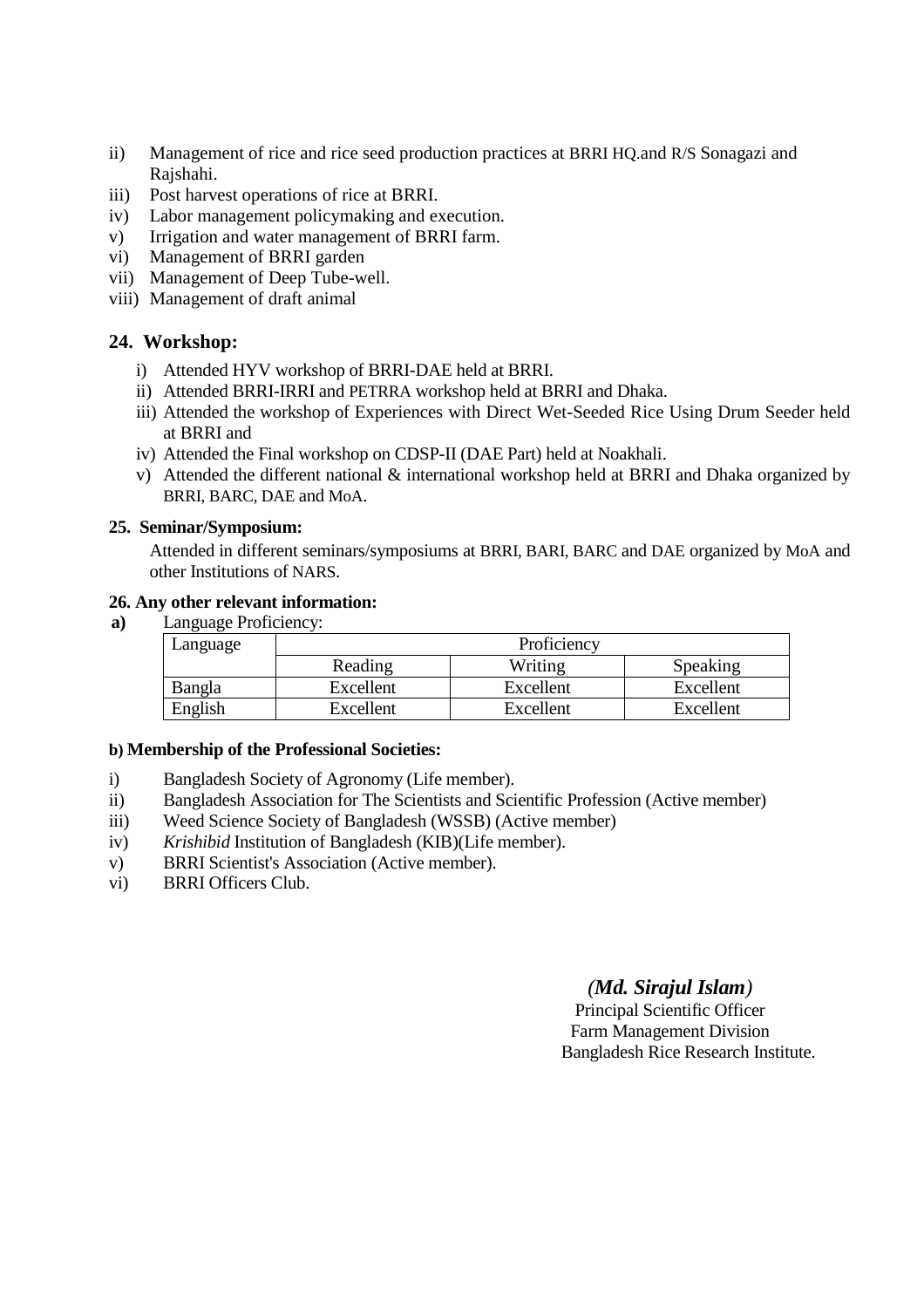ii) Management of rice and rice seed production practices at BRRI HQ.and R/S Sonagazi and Rajshahi.
iii) Post harvest operations of rice at BRRI.
iv) Labor management policymaking and execution.
v) Irrigation and water management of BRRI farm.
vi) Management of BRRI garden
vii) Management of Deep Tube-well.
viii) Management of draft animal

## 24. Workshop:

i) Attended HYV workshop of BRRI-DAE held at BRRI.
ii) Attended BRRI-IRRI and PETRRA workshop held at BRRI and Dhaka.
iii) Attended the workshop of Experiences with Direct Wet-Seeded Rice Using Drum Seeder held at BRRI and
iv) Attended the Final workshop on CDSP-II (DAE Part) held at Noakhali.
v) Attended the different national & international workshop held at BRRI and Dhaka organized by BRRI, BARC, DAE and MoA.

**25. Seminar/Symposium:**

Attended in different seminars/symposiums at BRRI, BARI, BARC and DAE organized by MoA and other Institutions of NARS.

**26. Any other relevant information:**

**a)** Language Proficiency:

| Language | Proficiency | | |
|---|---|---|---|
| | Reading | Writing | Speaking |
| Bangla | Excellent | Excellent | Excellent |
| English | Excellent | Excellent | Excellent |

**b) Membership of the Professional Societies:**

i) Bangladesh Society of Agronomy (Life member).
ii) Bangladesh Association for The Scientists and Scientific Profession (Active member)
iii) Weed Science Society of Bangladesh (WSSB) (Active member)
iv) *Krishibid* Institution of Bangladesh (KIB)(Life member).
v) BRRI Scientist's Association (Active member).
vi) BRRI Officers Club.

***(Md. Sirajul Islam)***
Principal Scientific Officer
Farm Management Division
Bangladesh Rice Research Institute.